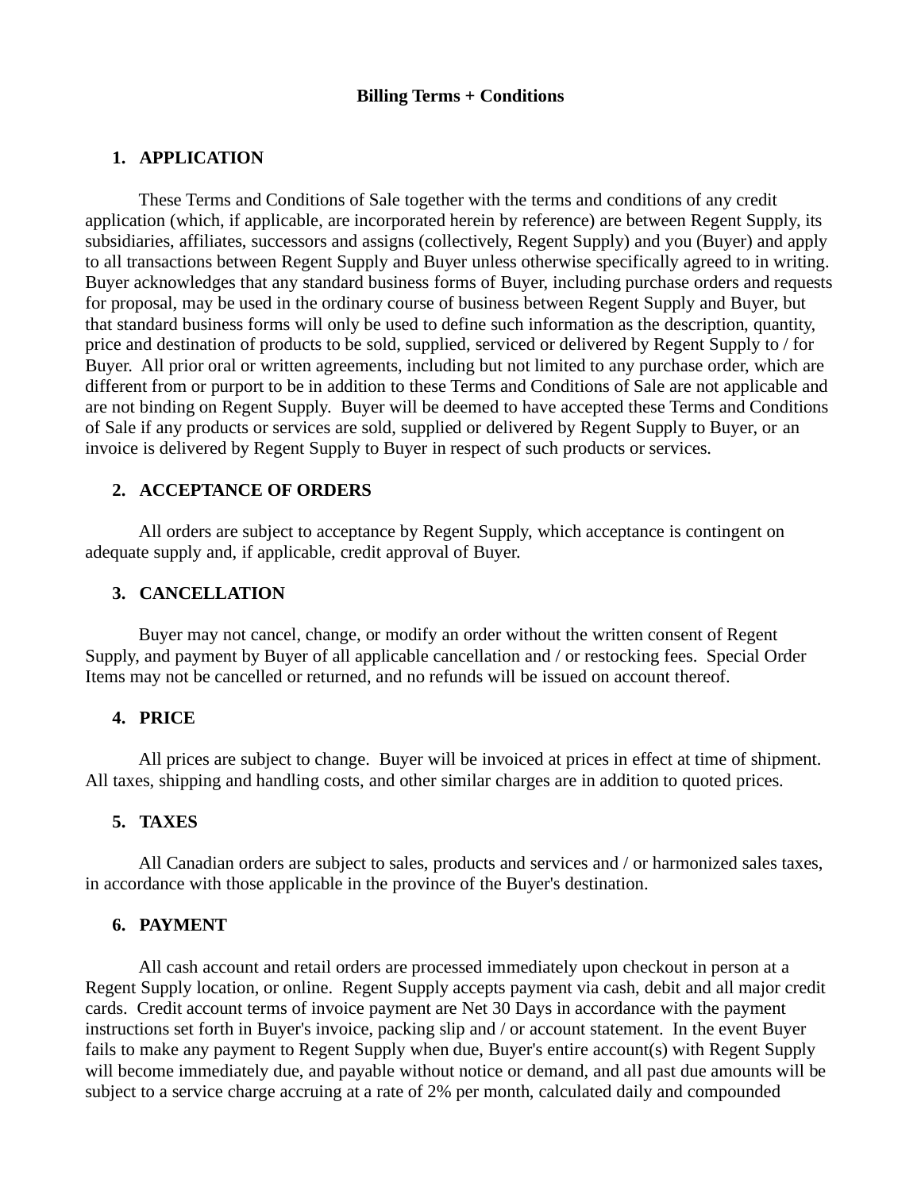# Billing Terms + Conditions

## 1. APPLICATION

These Terms and Conditions of Sale together with the terms and conditions of any credit application (which, if applicable, are incorporated herein by reference) are between Regent Supply, its subsidiaries, affiliates, successors and assigns (collectively, Regent Supply) and you (Buyer) and apply to all transactions between Regent Supply and Buyer unless otherwise specifically agreed to in writing. Buyer acknowledges that any standard business forms of Buyer, including purchase orders and requests for proposal, may be used in the ordinary course of business between Regent Supply and Buyer, but that standard business forms will only be used to define such information as the description, quantity, price and destination of products to be sold, supplied, serviced or delivered by Regent Supply to / for Buyer. All prior oral or written agreements, including but not limited to any purchase order, which are different from or purport to be in addition to these Terms and Conditions of Sale are not applicable and are not binding on Regent Supply. Buyer will be deemed to have accepted these Terms and Conditions of Sale if any products or services are sold, supplied or delivered by Regent Supply to Buyer, or an invoice is delivered by Regent Supply to Buyer in respect of such products or services.

## 2. ACCEPTANCE OF ORDERS

All orders are subject to acceptance by Regent Supply, which acceptance is contingent on adequate supply and, if applicable, credit approval of Buyer.

## 3. CANCELLATION

Buyer may not cancel, change, or modify an order without the written consent of Regent Supply, and payment by Buyer of all applicable cancellation and / or restocking fees. Special Order Items may not be cancelled or returned, and no refunds will be issued on account thereof.

## 4. PRICE

All prices are subject to change. Buyer will be invoiced at prices in effect at time of shipment. All taxes, shipping and handling costs, and other similar charges are in addition to quoted prices.

## 5. TAXES

All Canadian orders are subject to sales, products and services and / or harmonized sales taxes, in accordance with those applicable in the province of the Buyer's destination.

## 6. PAYMENT

All cash account and retail orders are processed immediately upon checkout in person at a Regent Supply location, or online. Regent Supply accepts payment via cash, debit and all major credit cards. Credit account terms of invoice payment are Net 30 Days in accordance with the payment instructions set forth in Buyer's invoice, packing slip and / or account statement. In the event Buyer fails to make any payment to Regent Supply when due, Buyer's entire account(s) with Regent Supply will become immediately due, and payable without notice or demand, and all past due amounts will be subject to a service charge accruing at a rate of 2% per month, calculated daily and compounded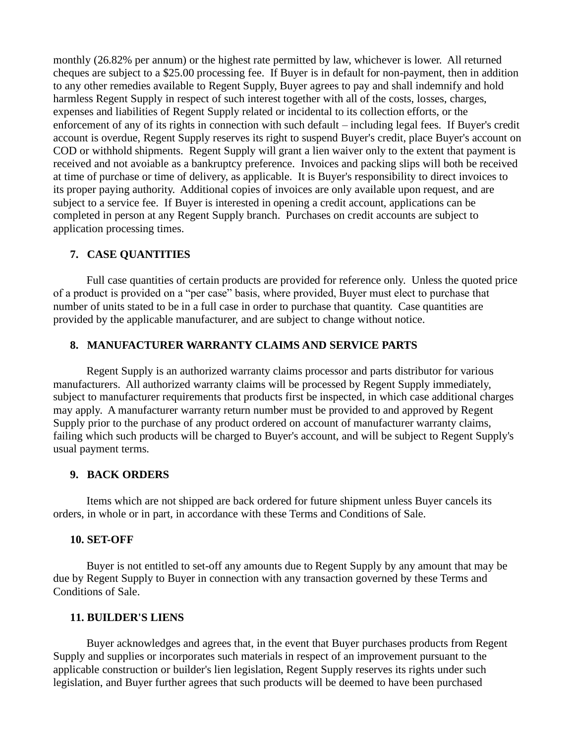monthly (26.82% per annum) or the highest rate permitted by law, whichever is lower. All returned cheques are subject to a $25.00 processing fee. If Buyer is in default for non-payment, then in addition to any other remedies available to Regent Supply, Buyer agrees to pay and shall indemnify and hold harmless Regent Supply in respect of such interest together with all of the costs, losses, charges, expenses and liabilities of Regent Supply related or incidental to its collection efforts, or the enforcement of any of its rights in connection with such default – including legal fees. If Buyer's credit account is overdue, Regent Supply reserves its right to suspend Buyer's credit, place Buyer's account on COD or withhold shipments. Regent Supply will grant a lien waiver only to the extent that payment is received and not avoiable as a bankruptcy preference. Invoices and packing slips will both be received at time of purchase or time of delivery, as applicable. It is Buyer's responsibility to direct invoices to its proper paying authority. Additional copies of invoices are only available upon request, and are subject to a service fee. If Buyer is interested in opening a credit account, applications can be completed in person at any Regent Supply branch. Purchases on credit accounts are subject to application processing times.

**7. CASE QUANTITIES**

Full case quantities of certain products are provided for reference only. Unless the quoted price of a product is provided on a "per case" basis, where provided, Buyer must elect to purchase that number of units stated to be in a full case in order to purchase that quantity. Case quantities are provided by the applicable manufacturer, and are subject to change without notice.

**8. MANUFACTURER WARRANTY CLAIMS AND SERVICE PARTS**

Regent Supply is an authorized warranty claims processor and parts distributor for various manufacturers. All authorized warranty claims will be processed by Regent Supply immediately, subject to manufacturer requirements that products first be inspected, in which case additional charges may apply. A manufacturer warranty return number must be provided to and approved by Regent Supply prior to the purchase of any product ordered on account of manufacturer warranty claims, failing which such products will be charged to Buyer's account, and will be subject to Regent Supply's usual payment terms.

**9. BACK ORDERS**

Items which are not shipped are back ordered for future shipment unless Buyer cancels its orders, in whole or in part, in accordance with these Terms and Conditions of Sale.

**10. SET-OFF**

Buyer is not entitled to set-off any amounts due to Regent Supply by any amount that may be due by Regent Supply to Buyer in connection with any transaction governed by these Terms and Conditions of Sale.

**11. BUILDER'S LIENS**

Buyer acknowledges and agrees that, in the event that Buyer purchases products from Regent Supply and supplies or incorporates such materials in respect of an improvement pursuant to the applicable construction or builder's lien legislation, Regent Supply reserves its rights under such legislation, and Buyer further agrees that such products will be deemed to have been purchased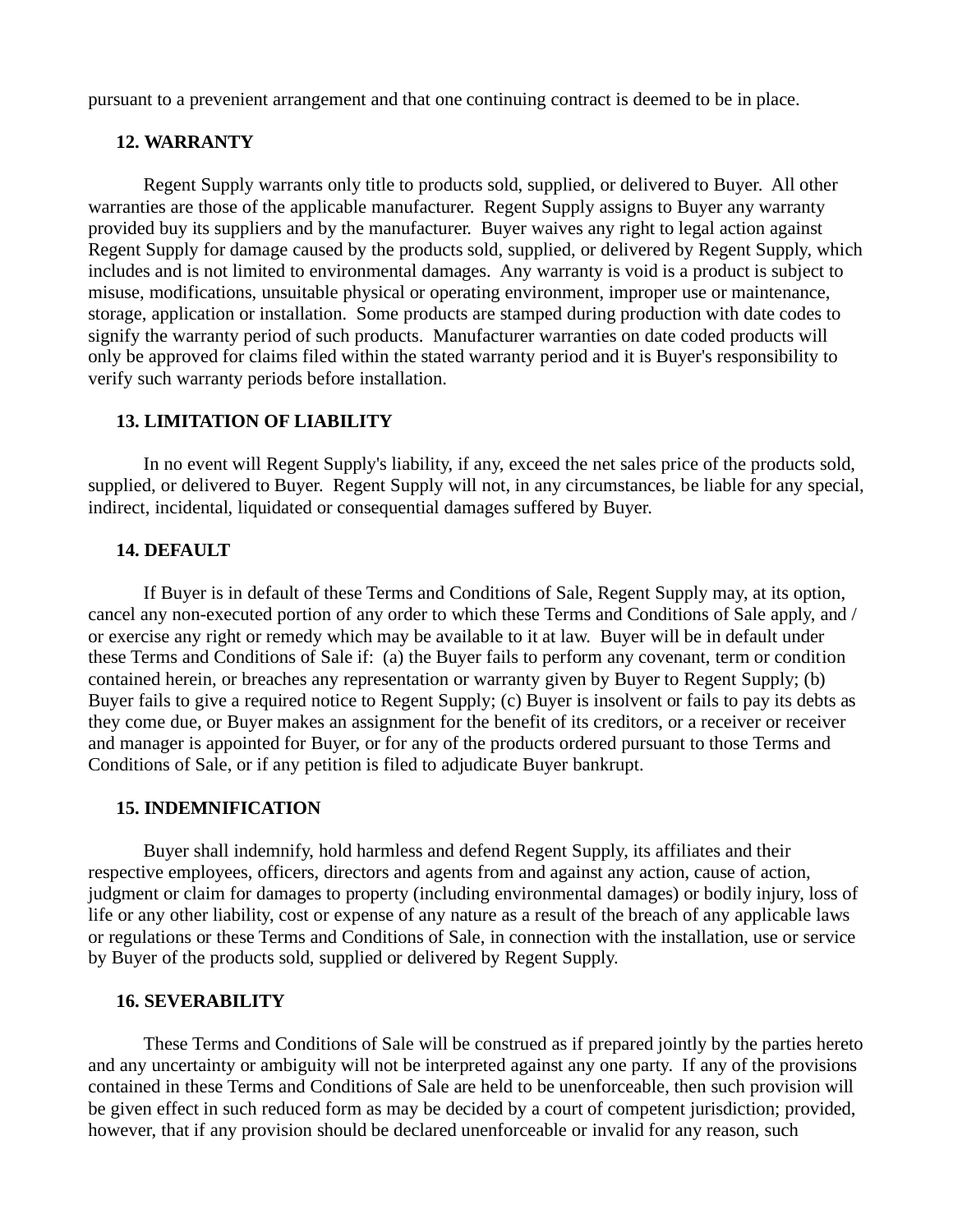pursuant to a prevenient arrangement and that one continuing contract is deemed to be in place.

## 12. WARRANTY

Regent Supply warrants only title to products sold, supplied, or delivered to Buyer. All other warranties are those of the applicable manufacturer. Regent Supply assigns to Buyer any warranty provided buy its suppliers and by the manufacturer. Buyer waives any right to legal action against Regent Supply for damage caused by the products sold, supplied, or delivered by Regent Supply, which includes and is not limited to environmental damages. Any warranty is void is a product is subject to misuse, modifications, unsuitable physical or operating environment, improper use or maintenance, storage, application or installation. Some products are stamped during production with date codes to signify the warranty period of such products. Manufacturer warranties on date coded products will only be approved for claims filed within the stated warranty period and it is Buyer's responsibility to verify such warranty periods before installation.

## 13. LIMITATION OF LIABILITY

In no event will Regent Supply's liability, if any, exceed the net sales price of the products sold, supplied, or delivered to Buyer. Regent Supply will not, in any circumstances, be liable for any special, indirect, incidental, liquidated or consequential damages suffered by Buyer.

## 14. DEFAULT

If Buyer is in default of these Terms and Conditions of Sale, Regent Supply may, at its option, cancel any non-executed portion of any order to which these Terms and Conditions of Sale apply, and / or exercise any right or remedy which may be available to it at law. Buyer will be in default under these Terms and Conditions of Sale if: (a) the Buyer fails to perform any covenant, term or condition contained herein, or breaches any representation or warranty given by Buyer to Regent Supply; (b) Buyer fails to give a required notice to Regent Supply; (c) Buyer is insolvent or fails to pay its debts as they come due, or Buyer makes an assignment for the benefit of its creditors, or a receiver or receiver and manager is appointed for Buyer, or for any of the products ordered pursuant to those Terms and Conditions of Sale, or if any petition is filed to adjudicate Buyer bankrupt.

## 15. INDEMNIFICATION

Buyer shall indemnify, hold harmless and defend Regent Supply, its affiliates and their respective employees, officers, directors and agents from and against any action, cause of action, judgment or claim for damages to property (including environmental damages) or bodily injury, loss of life or any other liability, cost or expense of any nature as a result of the breach of any applicable laws or regulations or these Terms and Conditions of Sale, in connection with the installation, use or service by Buyer of the products sold, supplied or delivered by Regent Supply.

## 16. SEVERABILITY

These Terms and Conditions of Sale will be construed as if prepared jointly by the parties hereto and any uncertainty or ambiguity will not be interpreted against any one party. If any of the provisions contained in these Terms and Conditions of Sale are held to be unenforceable, then such provision will be given effect in such reduced form as may be decided by a court of competent jurisdiction; provided, however, that if any provision should be declared unenforceable or invalid for any reason, such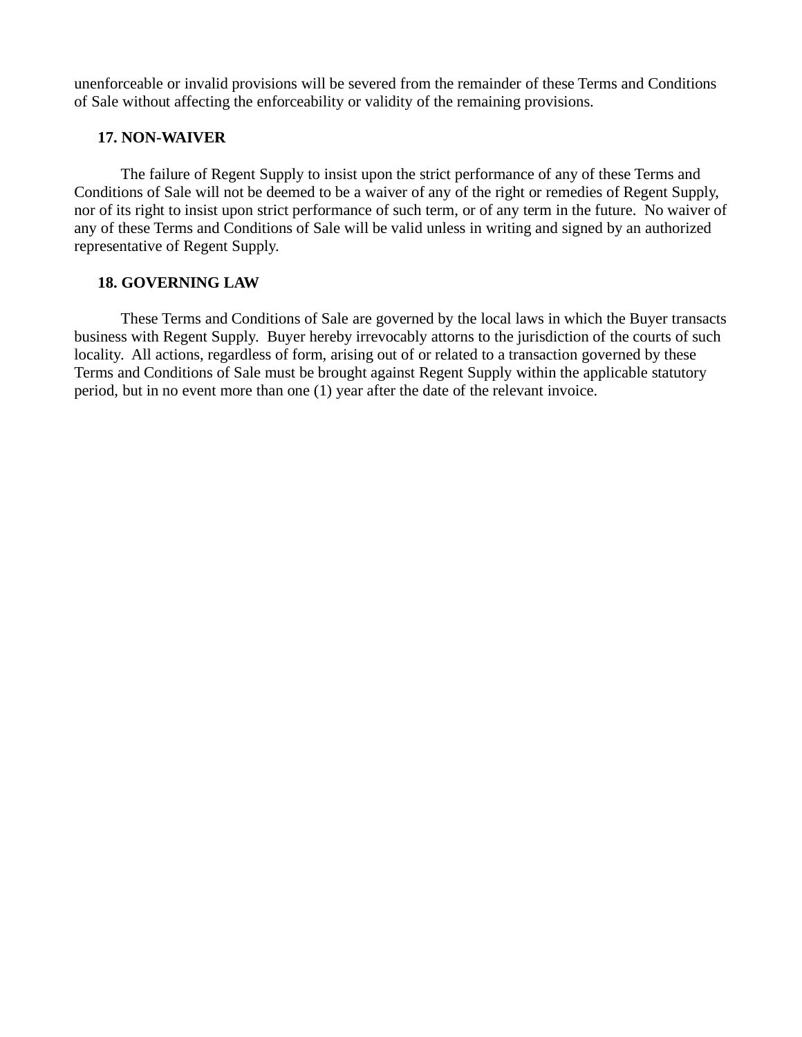unenforceable or invalid provisions will be severed from the remainder of these Terms and Conditions of Sale without affecting the enforceability or validity of the remaining provisions.

## 17. NON-WAIVER

The failure of Regent Supply to insist upon the strict performance of any of these Terms and Conditions of Sale will not be deemed to be a waiver of any of the right or remedies of Regent Supply, nor of its right to insist upon strict performance of such term, or of any term in the future. No waiver of any of these Terms and Conditions of Sale will be valid unless in writing and signed by an authorized representative of Regent Supply.

## 18. GOVERNING LAW

These Terms and Conditions of Sale are governed by the local laws in which the Buyer transacts business with Regent Supply. Buyer hereby irrevocably attorns to the jurisdiction of the courts of such locality. All actions, regardless of form, arising out of or related to a transaction governed by these Terms and Conditions of Sale must be brought against Regent Supply within the applicable statutory period, but in no event more than one (1) year after the date of the relevant invoice.